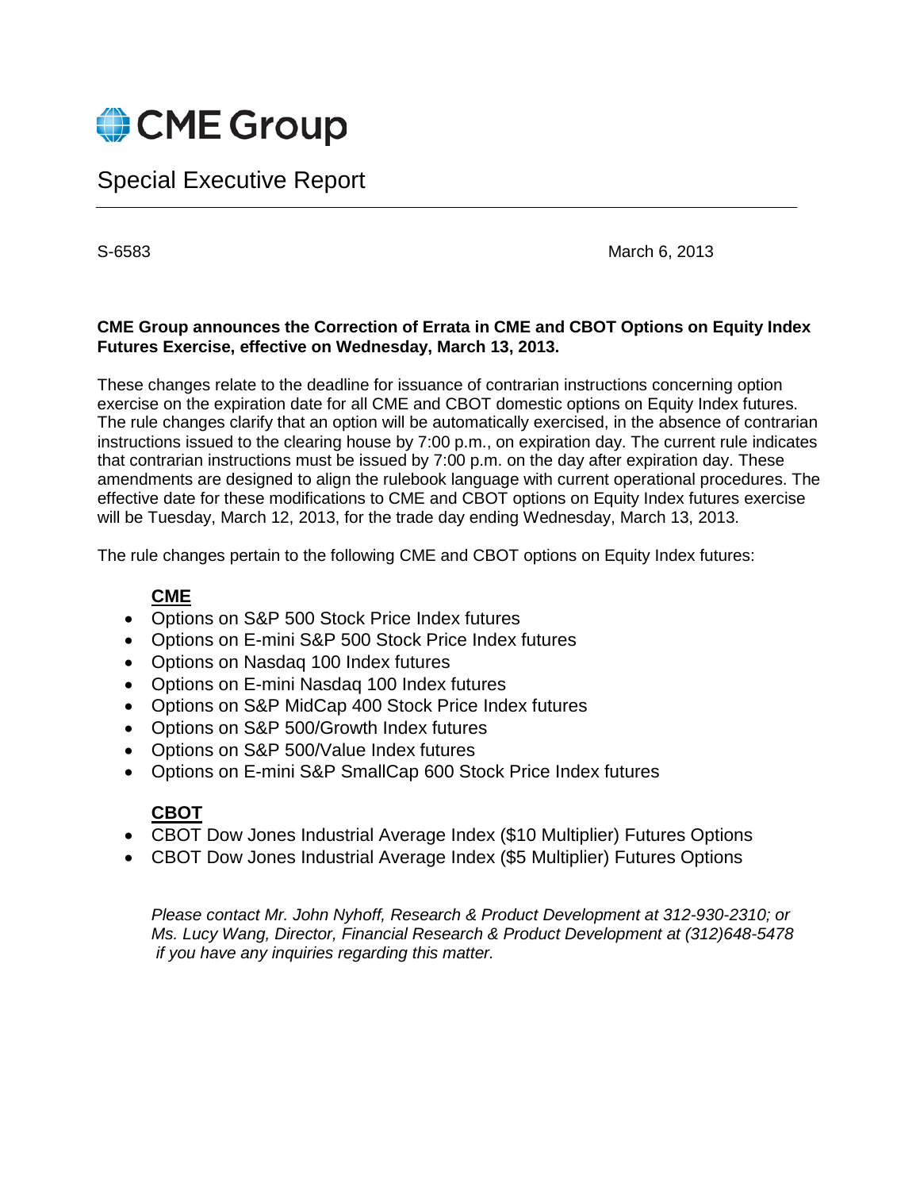CME Group

# Special Executive Report

S-6583 March 6, 2013

**CME Group announces the Correction of Errata in CME and CBOT Options on Equity Index Futures Exercise, effective on Wednesday, March 13, 2013.**

These changes relate to the deadline for issuance of contrarian instructions concerning option exercise on the expiration date for all CME and CBOT domestic options on Equity Index futures. The rule changes clarify that an option will be automatically exercised, in the absence of contrarian instructions issued to the clearing house by 7:00 p.m., on expiration day. The current rule indicates that contrarian instructions must be issued by 7:00 p.m. on the day after expiration day. These amendments are designed to align the rulebook language with current operational procedures. The effective date for these modifications to CME and CBOT options on Equity Index futures exercise will be Tuesday, March 12, 2013, for the trade day ending Wednesday, March 13, 2013.

The rule changes pertain to the following CME and CBOT options on Equity Index futures:

**CME**

- Options on S&P 500 Stock Price Index futures
- Options on E-mini S&P 500 Stock Price Index futures
- Options on Nasdaq 100 Index futures
- Options on E-mini Nasdaq 100 Index futures
- Options on S&P MidCap 400 Stock Price Index futures
- Options on S&P 500/Growth Index futures
- Options on S&P 500/Value Index futures
- Options on E-mini S&P SmallCap 600 Stock Price Index futures

**CBOT**

- CBOT Dow Jones Industrial Average Index ($10 Multiplier) Futures Options
- CBOT Dow Jones Industrial Average Index ($5 Multiplier) Futures Options

*Please contact Mr. John Nyhoff, Research & Product Development at 312-930-2310; or Ms. Lucy Wang, Director, Financial Research & Product Development at (312)648-5478 if you have any inquiries regarding this matter.*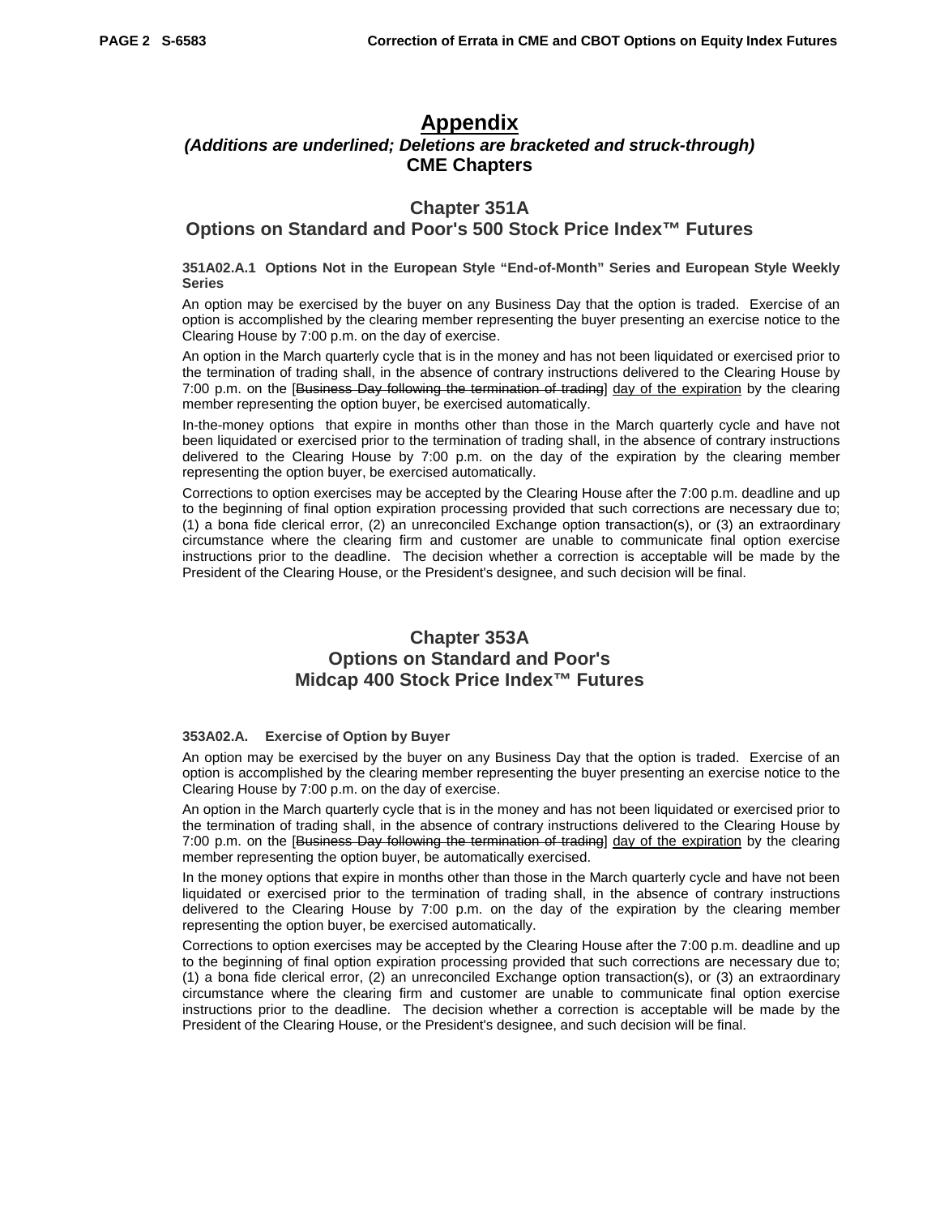# Appendix

***(Additions are underlined; Deletions are bracketed and struck-through)***

## CME Chapters

## Chapter 351A
## Options on Standard and Poor's 500 Stock Price Index™ Futures

**351A02.A.1 Options Not in the European Style "End-of-Month" Series and European Style Weekly Series**

An option may be exercised by the buyer on any Business Day that the option is traded. Exercise of an option is accomplished by the clearing member representing the buyer presenting an exercise notice to the Clearing House by 7:00 p.m. on the day of exercise.

An option in the March quarterly cycle that is in the money and has not been liquidated or exercised prior to the termination of trading shall, in the absence of contrary instructions delivered to the Clearing House by 7:00 p.m. on the [~~Business Day following the termination of trading~~] <u>day of the expiration</u> by the clearing member representing the option buyer, be exercised automatically.

In-the-money options that expire in months other than those in the March quarterly cycle and have not been liquidated or exercised prior to the termination of trading shall, in the absence of contrary instructions delivered to the Clearing House by 7:00 p.m. on the day of the expiration by the clearing member representing the option buyer, be exercised automatically.

Corrections to option exercises may be accepted by the Clearing House after the 7:00 p.m. deadline and up to the beginning of final option expiration processing provided that such corrections are necessary due to; (1) a bona fide clerical error, (2) an unreconciled Exchange option transaction(s), or (3) an extraordinary circumstance where the clearing firm and customer are unable to communicate final option exercise instructions prior to the deadline. The decision whether a correction is acceptable will be made by the President of the Clearing House, or the President's designee, and such decision will be final.

## Chapter 353A
## Options on Standard and Poor's Midcap 400 Stock Price Index™ Futures

**353A02.A. Exercise of Option by Buyer**

An option may be exercised by the buyer on any Business Day that the option is traded. Exercise of an option is accomplished by the clearing member representing the buyer presenting an exercise notice to the Clearing House by 7:00 p.m. on the day of exercise.

An option in the March quarterly cycle that is in the money and has not been liquidated or exercised prior to the termination of trading shall, in the absence of contrary instructions delivered to the Clearing House by 7:00 p.m. on the [~~Business Day following the termination of trading~~] <u>day of the expiration</u> by the clearing member representing the option buyer, be automatically exercised.

In the money options that expire in months other than those in the March quarterly cycle and have not been liquidated or exercised prior to the termination of trading shall, in the absence of contrary instructions delivered to the Clearing House by 7:00 p.m. on the day of the expiration by the clearing member representing the option buyer, be exercised automatically.

Corrections to option exercises may be accepted by the Clearing House after the 7:00 p.m. deadline and up to the beginning of final option expiration processing provided that such corrections are necessary due to; (1) a bona fide clerical error, (2) an unreconciled Exchange option transaction(s), or (3) an extraordinary circumstance where the clearing firm and customer are unable to communicate final option exercise instructions prior to the deadline. The decision whether a correction is acceptable will be made by the President of the Clearing House, or the President's designee, and such decision will be final.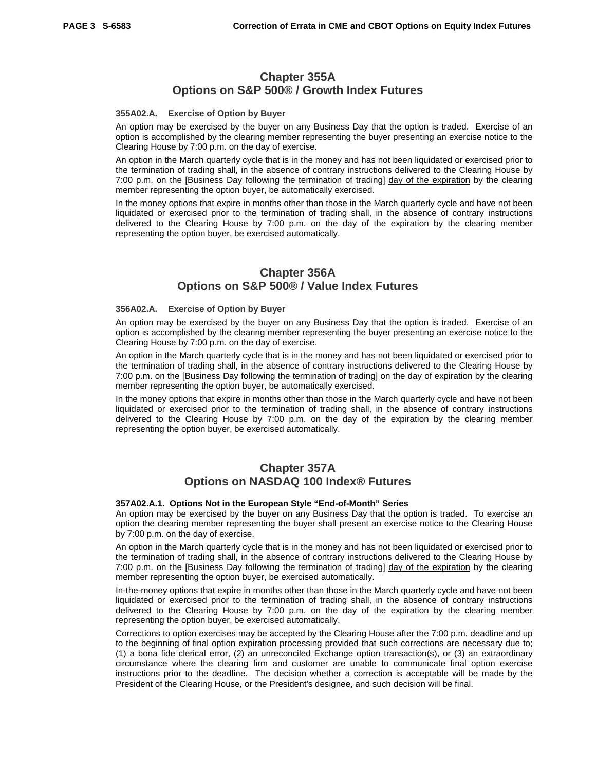## Chapter 355A
## Options on S&P 500® / Growth Index Futures

**355A02.A. Exercise of Option by Buyer**

An option may be exercised by the buyer on any Business Day that the option is traded. Exercise of an option is accomplished by the clearing member representing the buyer presenting an exercise notice to the Clearing House by 7:00 p.m. on the day of exercise.

An option in the March quarterly cycle that is in the money and has not been liquidated or exercised prior to the termination of trading shall, in the absence of contrary instructions delivered to the Clearing House by 7:00 p.m. on the [~~Business Day following the termination of trading~~] <u>day of the expiration</u> by the clearing member representing the option buyer, be automatically exercised.

In the money options that expire in months other than those in the March quarterly cycle and have not been liquidated or exercised prior to the termination of trading shall, in the absence of contrary instructions delivered to the Clearing House by 7:00 p.m. on the day of the expiration by the clearing member representing the option buyer, be exercised automatically.

## Chapter 356A
## Options on S&P 500® / Value Index Futures

**356A02.A. Exercise of Option by Buyer**

An option may be exercised by the buyer on any Business Day that the option is traded. Exercise of an option is accomplished by the clearing member representing the buyer presenting an exercise notice to the Clearing House by 7:00 p.m. on the day of exercise.

An option in the March quarterly cycle that is in the money and has not been liquidated or exercised prior to the termination of trading shall, in the absence of contrary instructions delivered to the Clearing House by 7:00 p.m. on the [~~Business Day following the termination of trading~~] <u>on the day of expiration</u> by the clearing member representing the option buyer, be automatically exercised.

In the money options that expire in months other than those in the March quarterly cycle and have not been liquidated or exercised prior to the termination of trading shall, in the absence of contrary instructions delivered to the Clearing House by 7:00 p.m. on the day of the expiration by the clearing member representing the option buyer, be exercised automatically.

## Chapter 357A
## Options on NASDAQ 100 Index® Futures

**357A02.A.1. Options Not in the European Style "End-of-Month" Series**

An option may be exercised by the buyer on any Business Day that the option is traded. To exercise an option the clearing member representing the buyer shall present an exercise notice to the Clearing House by 7:00 p.m. on the day of exercise.

An option in the March quarterly cycle that is in the money and has not been liquidated or exercised prior to the termination of trading shall, in the absence of contrary instructions delivered to the Clearing House by 7:00 p.m. on the [~~Business Day following the termination of trading~~] <u>day of the expiration</u> by the clearing member representing the option buyer, be exercised automatically.

In-the-money options that expire in months other than those in the March quarterly cycle and have not been liquidated or exercised prior to the termination of trading shall, in the absence of contrary instructions delivered to the Clearing House by 7:00 p.m. on the day of the expiration by the clearing member representing the option buyer, be exercised automatically.

Corrections to option exercises may be accepted by the Clearing House after the 7:00 p.m. deadline and up to the beginning of final option expiration processing provided that such corrections are necessary due to; (1) a bona fide clerical error, (2) an unreconciled Exchange option transaction(s), or (3) an extraordinary circumstance where the clearing firm and customer are unable to communicate final option exercise instructions prior to the deadline. The decision whether a correction is acceptable will be made by the President of the Clearing House, or the President's designee, and such decision will be final.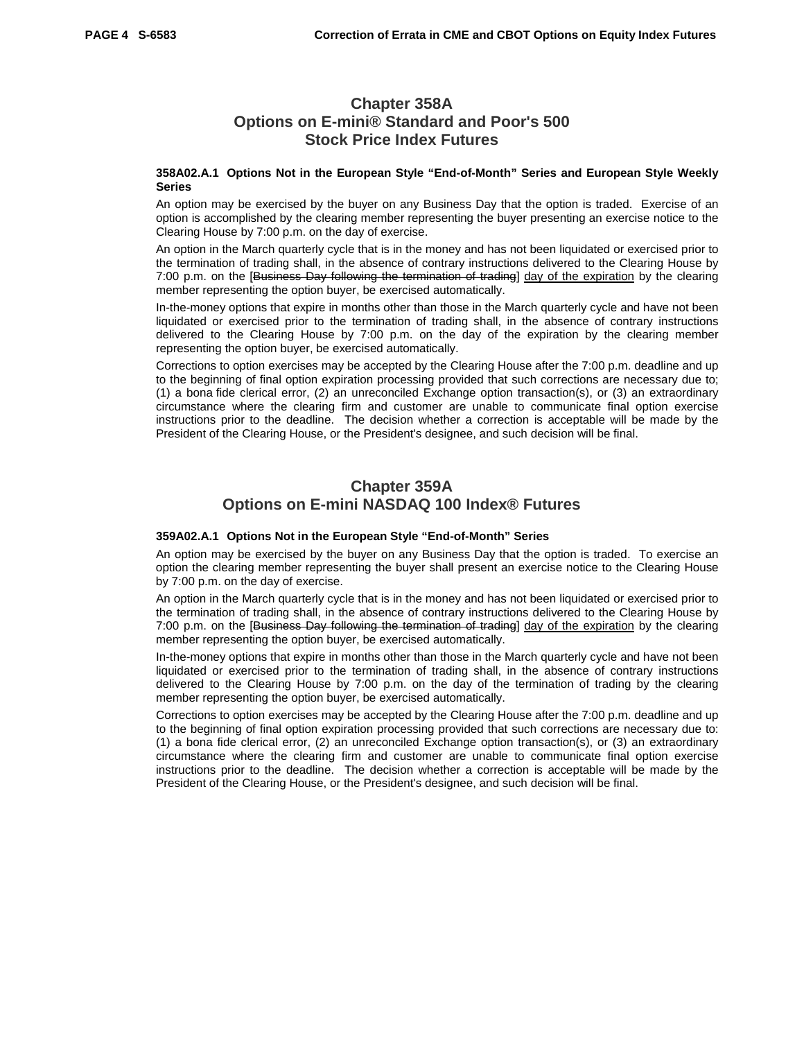# Chapter 358A
# Options on E-mini® Standard and Poor's 500 Stock Price Index Futures

**358A02.A.1 Options Not in the European Style "End-of-Month" Series and European Style Weekly Series**

An option may be exercised by the buyer on any Business Day that the option is traded. Exercise of an option is accomplished by the clearing member representing the buyer presenting an exercise notice to the Clearing House by 7:00 p.m. on the day of exercise.

An option in the March quarterly cycle that is in the money and has not been liquidated or exercised prior to the termination of trading shall, in the absence of contrary instructions delivered to the Clearing House by 7:00 p.m. on the [~~Business Day following the termination of trading~~] <u>day of the expiration</u> by the clearing member representing the option buyer, be exercised automatically.

In-the-money options that expire in months other than those in the March quarterly cycle and have not been liquidated or exercised prior to the termination of trading shall, in the absence of contrary instructions delivered to the Clearing House by 7:00 p.m. on the day of the expiration by the clearing member representing the option buyer, be exercised automatically.

Corrections to option exercises may be accepted by the Clearing House after the 7:00 p.m. deadline and up to the beginning of final option expiration processing provided that such corrections are necessary due to; (1) a bona fide clerical error, (2) an unreconciled Exchange option transaction(s), or (3) an extraordinary circumstance where the clearing firm and customer are unable to communicate final option exercise instructions prior to the deadline. The decision whether a correction is acceptable will be made by the President of the Clearing House, or the President's designee, and such decision will be final.

# Chapter 359A
# Options on E-mini NASDAQ 100 Index® Futures

**359A02.A.1 Options Not in the European Style "End-of-Month" Series**

An option may be exercised by the buyer on any Business Day that the option is traded. To exercise an option the clearing member representing the buyer shall present an exercise notice to the Clearing House by 7:00 p.m. on the day of exercise.

An option in the March quarterly cycle that is in the money and has not been liquidated or exercised prior to the termination of trading shall, in the absence of contrary instructions delivered to the Clearing House by 7:00 p.m. on the [~~Business Day following the termination of trading~~] <u>day of the expiration</u> by the clearing member representing the option buyer, be exercised automatically.

In-the-money options that expire in months other than those in the March quarterly cycle and have not been liquidated or exercised prior to the termination of trading shall, in the absence of contrary instructions delivered to the Clearing House by 7:00 p.m. on the day of the termination of trading by the clearing member representing the option buyer, be exercised automatically.

Corrections to option exercises may be accepted by the Clearing House after the 7:00 p.m. deadline and up to the beginning of final option expiration processing provided that such corrections are necessary due to: (1) a bona fide clerical error, (2) an unreconciled Exchange option transaction(s), or (3) an extraordinary circumstance where the clearing firm and customer are unable to communicate final option exercise instructions prior to the deadline. The decision whether a correction is acceptable will be made by the President of the Clearing House, or the President's designee, and such decision will be final.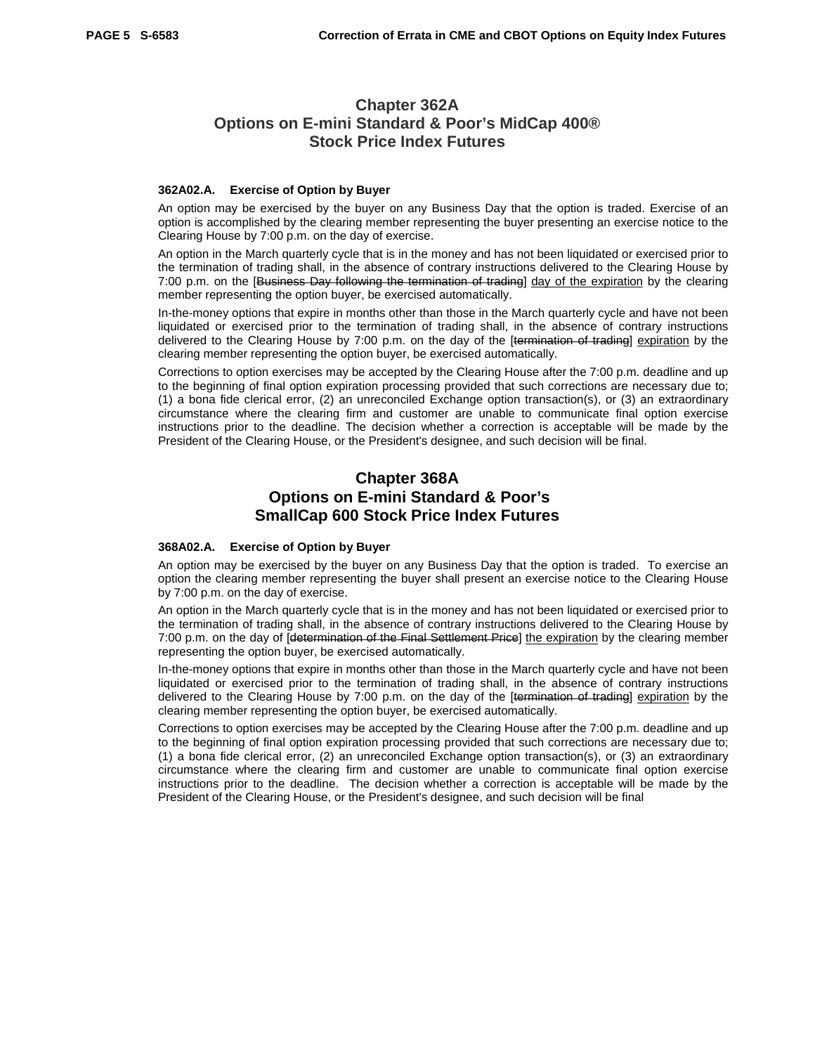# Chapter 362A
# Options on E-mini Standard & Poor's MidCap 400® Stock Price Index Futures

**362A02.A. Exercise of Option by Buyer**

An option may be exercised by the buyer on any Business Day that the option is traded. Exercise of an option is accomplished by the clearing member representing the buyer presenting an exercise notice to the Clearing House by 7:00 p.m. on the day of exercise.

An option in the March quarterly cycle that is in the money and has not been liquidated or exercised prior to the termination of trading shall, in the absence of contrary instructions delivered to the Clearing House by 7:00 p.m. on the [~~Business Day following the termination of trading~~] <u>day of the expiration</u> by the clearing member representing the option buyer, be exercised automatically.

In-the-money options that expire in months other than those in the March quarterly cycle and have not been liquidated or exercised prior to the termination of trading shall, in the absence of contrary instructions delivered to the Clearing House by 7:00 p.m. on the day of the [~~termination of trading~~] <u>expiration</u> by the clearing member representing the option buyer, be exercised automatically.

Corrections to option exercises may be accepted by the Clearing House after the 7:00 p.m. deadline and up to the beginning of final option expiration processing provided that such corrections are necessary due to; (1) a bona fide clerical error, (2) an unreconciled Exchange option transaction(s), or (3) an extraordinary circumstance where the clearing firm and customer are unable to communicate final option exercise instructions prior to the deadline. The decision whether a correction is acceptable will be made by the President of the Clearing House, or the President's designee, and such decision will be final.

# Chapter 368A
# Options on E-mini Standard & Poor's SmallCap 600 Stock Price Index Futures

**368A02.A. Exercise of Option by Buyer**

An option may be exercised by the buyer on any Business Day that the option is traded. To exercise an option the clearing member representing the buyer shall present an exercise notice to the Clearing House by 7:00 p.m. on the day of exercise.

An option in the March quarterly cycle that is in the money and has not been liquidated or exercised prior to the termination of trading shall, in the absence of contrary instructions delivered to the Clearing House by 7:00 p.m. on the day of [~~determination of the Final Settlement Price~~] <u>the expiration</u> by the clearing member representing the option buyer, be exercised automatically.

In-the-money options that expire in months other than those in the March quarterly cycle and have not been liquidated or exercised prior to the termination of trading shall, in the absence of contrary instructions delivered to the Clearing House by 7:00 p.m. on the day of the [~~termination of trading~~] <u>expiration</u> by the clearing member representing the option buyer, be exercised automatically.

Corrections to option exercises may be accepted by the Clearing House after the 7:00 p.m. deadline and up to the beginning of final option expiration processing provided that such corrections are necessary due to; (1) a bona fide clerical error, (2) an unreconciled Exchange option transaction(s), or (3) an extraordinary circumstance where the clearing firm and customer are unable to communicate final option exercise instructions prior to the deadline. The decision whether a correction is acceptable will be made by the President of the Clearing House, or the President's designee, and such decision will be final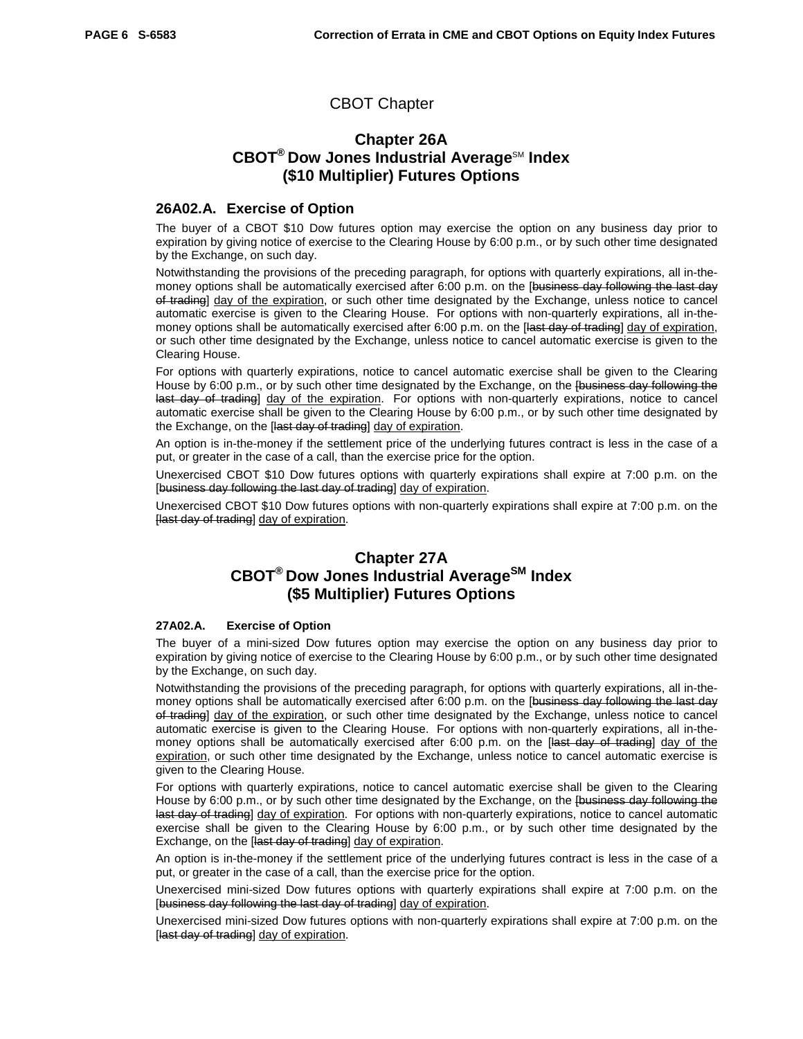CBOT Chapter

## Chapter 26A
## CBOT® Dow Jones Industrial Average℠ Index
## ($10 Multiplier) Futures Options

### 26A02.A. Exercise of Option

The buyer of a CBOT $10 Dow futures option may exercise the option on any business day prior to expiration by giving notice of exercise to the Clearing House by 6:00 p.m., or by such other time designated by the Exchange, on such day.

Notwithstanding the provisions of the preceding paragraph, for options with quarterly expirations, all in-the-money options shall be automatically exercised after 6:00 p.m. on the [~~business day following the last day of trading~~] <u>day of the expiration</u>, or such other time designated by the Exchange, unless notice to cancel automatic exercise is given to the Clearing House. For options with non-quarterly expirations, all in-the-money options shall be automatically exercised after 6:00 p.m. on the [~~last day of trading~~] <u>day of expiration</u>, or such other time designated by the Exchange, unless notice to cancel automatic exercise is given to the Clearing House.

For options with quarterly expirations, notice to cancel automatic exercise shall be given to the Clearing House by 6:00 p.m., or by such other time designated by the Exchange, on the [~~business day following the last day of trading~~] <u>day of the expiration</u>. For options with non-quarterly expirations, notice to cancel automatic exercise shall be given to the Clearing House by 6:00 p.m., or by such other time designated by the Exchange, on the [~~last day of trading~~] <u>day of expiration</u>.

An option is in-the-money if the settlement price of the underlying futures contract is less in the case of a put, or greater in the case of a call, than the exercise price for the option.

Unexercised CBOT $10 Dow futures options with quarterly expirations shall expire at 7:00 p.m. on the [~~business day following the last day of trading~~] <u>day of expiration</u>.

Unexercised CBOT $10 Dow futures options with non-quarterly expirations shall expire at 7:00 p.m. on the [~~last day of trading~~] <u>day of expiration</u>.

## Chapter 27A
## CBOT® Dow Jones Industrial Average℠ Index
## ($5 Multiplier) Futures Options

### 27A02.A. Exercise of Option

The buyer of a mini-sized Dow futures option may exercise the option on any business day prior to expiration by giving notice of exercise to the Clearing House by 6:00 p.m., or by such other time designated by the Exchange, on such day.

Notwithstanding the provisions of the preceding paragraph, for options with quarterly expirations, all in-the-money options shall be automatically exercised after 6:00 p.m. on the [~~business day following the last day of trading~~] <u>day of the expiration</u>, or such other time designated by the Exchange, unless notice to cancel automatic exercise is given to the Clearing House. For options with non-quarterly expirations, all in-the-money options shall be automatically exercised after 6:00 p.m. on the [~~last day of trading~~] <u>day of the expiration</u>, or such other time designated by the Exchange, unless notice to cancel automatic exercise is given to the Clearing House.

For options with quarterly expirations, notice to cancel automatic exercise shall be given to the Clearing House by 6:00 p.m., or by such other time designated by the Exchange, on the [~~business day following the last day of trading~~] <u>day of expiration</u>. For options with non-quarterly expirations, notice to cancel automatic exercise shall be given to the Clearing House by 6:00 p.m., or by such other time designated by the Exchange, on the [~~last day of trading~~] <u>day of expiration</u>.

An option is in-the-money if the settlement price of the underlying futures contract is less in the case of a put, or greater in the case of a call, than the exercise price for the option.

Unexercised mini-sized Dow futures options with quarterly expirations shall expire at 7:00 p.m. on the [~~business day following the last day of trading~~] <u>day of expiration</u>.

Unexercised mini-sized Dow futures options with non-quarterly expirations shall expire at 7:00 p.m. on the [~~last day of trading~~] <u>day of expiration</u>.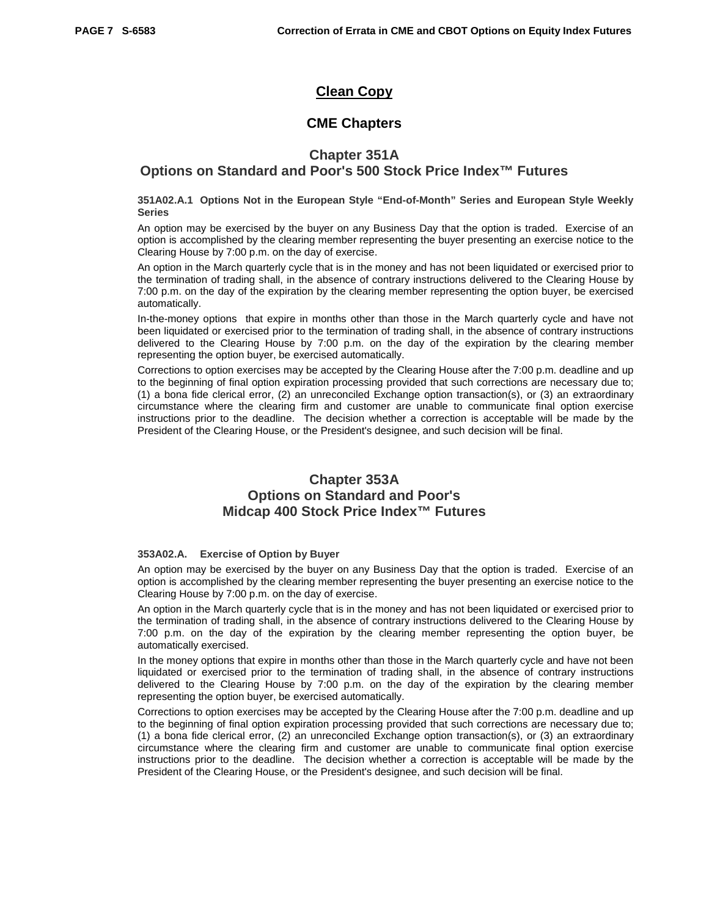## Clean Copy

## CME Chapters

### Chapter 351A
### Options on Standard and Poor's 500 Stock Price Index™ Futures

**351A02.A.1 Options Not in the European Style "End-of-Month" Series and European Style Weekly Series**

An option may be exercised by the buyer on any Business Day that the option is traded. Exercise of an option is accomplished by the clearing member representing the buyer presenting an exercise notice to the Clearing House by 7:00 p.m. on the day of exercise.

An option in the March quarterly cycle that is in the money and has not been liquidated or exercised prior to the termination of trading shall, in the absence of contrary instructions delivered to the Clearing House by 7:00 p.m. on the day of the expiration by the clearing member representing the option buyer, be exercised automatically.

In-the-money options that expire in months other than those in the March quarterly cycle and have not been liquidated or exercised prior to the termination of trading shall, in the absence of contrary instructions delivered to the Clearing House by 7:00 p.m. on the day of the expiration by the clearing member representing the option buyer, be exercised automatically.

Corrections to option exercises may be accepted by the Clearing House after the 7:00 p.m. deadline and up to the beginning of final option expiration processing provided that such corrections are necessary due to; (1) a bona fide clerical error, (2) an unreconciled Exchange option transaction(s), or (3) an extraordinary circumstance where the clearing firm and customer are unable to communicate final option exercise instructions prior to the deadline. The decision whether a correction is acceptable will be made by the President of the Clearing House, or the President's designee, and such decision will be final.

### Chapter 353A
### Options on Standard and Poor's Midcap 400 Stock Price Index™ Futures

**353A02.A. Exercise of Option by Buyer**

An option may be exercised by the buyer on any Business Day that the option is traded. Exercise of an option is accomplished by the clearing member representing the buyer presenting an exercise notice to the Clearing House by 7:00 p.m. on the day of exercise.

An option in the March quarterly cycle that is in the money and has not been liquidated or exercised prior to the termination of trading shall, in the absence of contrary instructions delivered to the Clearing House by 7:00 p.m. on the day of the expiration by the clearing member representing the option buyer, be automatically exercised.

In the money options that expire in months other than those in the March quarterly cycle and have not been liquidated or exercised prior to the termination of trading shall, in the absence of contrary instructions delivered to the Clearing House by 7:00 p.m. on the day of the expiration by the clearing member representing the option buyer, be exercised automatically.

Corrections to option exercises may be accepted by the Clearing House after the 7:00 p.m. deadline and up to the beginning of final option expiration processing provided that such corrections are necessary due to; (1) a bona fide clerical error, (2) an unreconciled Exchange option transaction(s), or (3) an extraordinary circumstance where the clearing firm and customer are unable to communicate final option exercise instructions prior to the deadline. The decision whether a correction is acceptable will be made by the President of the Clearing House, or the President's designee, and such decision will be final.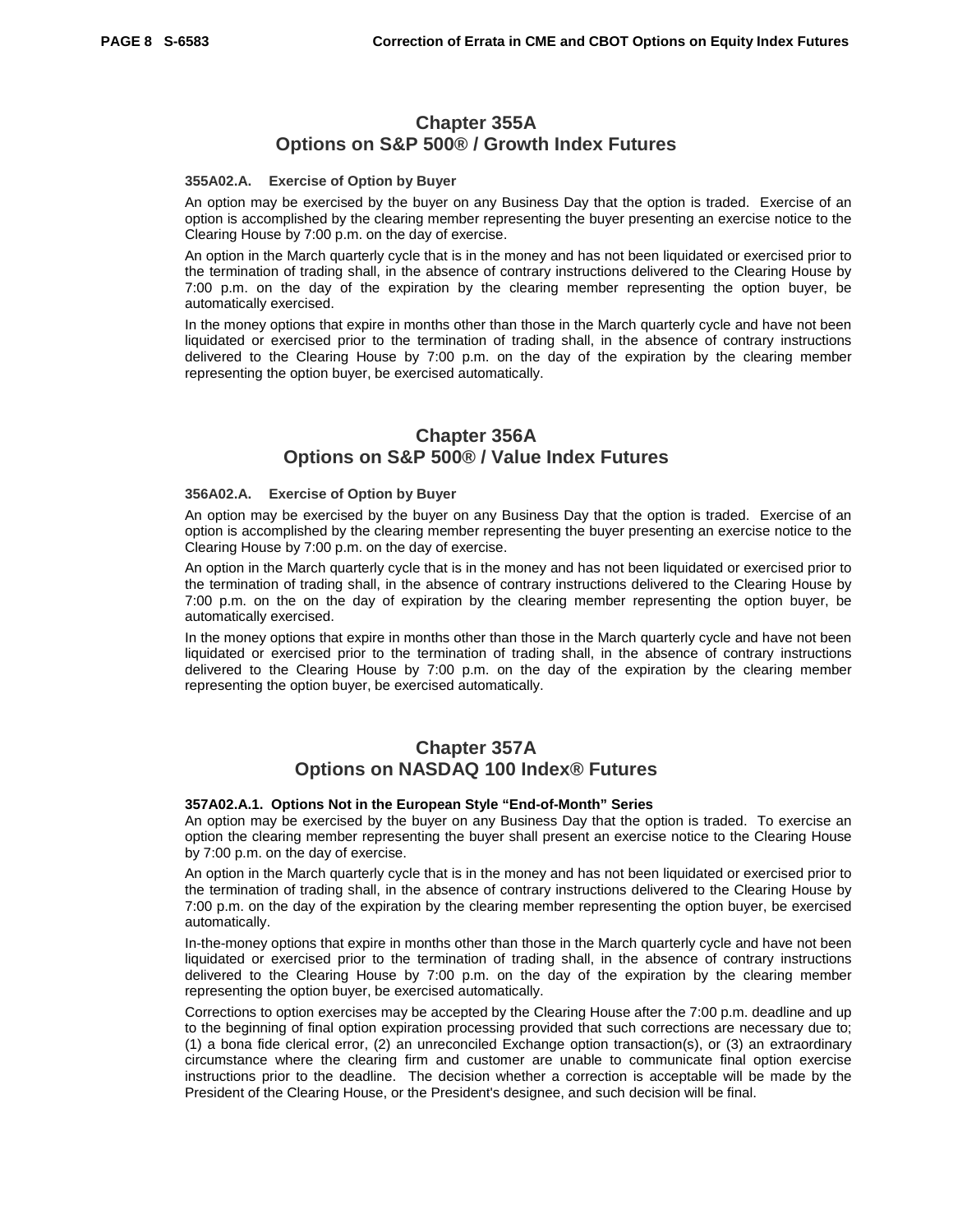## Chapter 355A
## Options on S&P 500® / Growth Index Futures

### 355A02.A. Exercise of Option by Buyer

An option may be exercised by the buyer on any Business Day that the option is traded. Exercise of an option is accomplished by the clearing member representing the buyer presenting an exercise notice to the Clearing House by 7:00 p.m. on the day of exercise.

An option in the March quarterly cycle that is in the money and has not been liquidated or exercised prior to the termination of trading shall, in the absence of contrary instructions delivered to the Clearing House by 7:00 p.m. on the day of the expiration by the clearing member representing the option buyer, be automatically exercised.

In the money options that expire in months other than those in the March quarterly cycle and have not been liquidated or exercised prior to the termination of trading shall, in the absence of contrary instructions delivered to the Clearing House by 7:00 p.m. on the day of the expiration by the clearing member representing the option buyer, be exercised automatically.

## Chapter 356A
## Options on S&P 500® / Value Index Futures

### 356A02.A. Exercise of Option by Buyer

An option may be exercised by the buyer on any Business Day that the option is traded. Exercise of an option is accomplished by the clearing member representing the buyer presenting an exercise notice to the Clearing House by 7:00 p.m. on the day of exercise.

An option in the March quarterly cycle that is in the money and has not been liquidated or exercised prior to the termination of trading shall, in the absence of contrary instructions delivered to the Clearing House by 7:00 p.m. on the on the day of expiration by the clearing member representing the option buyer, be automatically exercised.

In the money options that expire in months other than those in the March quarterly cycle and have not been liquidated or exercised prior to the termination of trading shall, in the absence of contrary instructions delivered to the Clearing House by 7:00 p.m. on the day of the expiration by the clearing member representing the option buyer, be exercised automatically.

## Chapter 357A
## Options on NASDAQ 100 Index® Futures

### 357A02.A.1. Options Not in the European Style "End-of-Month" Series

An option may be exercised by the buyer on any Business Day that the option is traded. To exercise an option the clearing member representing the buyer shall present an exercise notice to the Clearing House by 7:00 p.m. on the day of exercise.

An option in the March quarterly cycle that is in the money and has not been liquidated or exercised prior to the termination of trading shall, in the absence of contrary instructions delivered to the Clearing House by 7:00 p.m. on the day of the expiration by the clearing member representing the option buyer, be exercised automatically.

In-the-money options that expire in months other than those in the March quarterly cycle and have not been liquidated or exercised prior to the termination of trading shall, in the absence of contrary instructions delivered to the Clearing House by 7:00 p.m. on the day of the expiration by the clearing member representing the option buyer, be exercised automatically.

Corrections to option exercises may be accepted by the Clearing House after the 7:00 p.m. deadline and up to the beginning of final option expiration processing provided that such corrections are necessary due to; (1) a bona fide clerical error, (2) an unreconciled Exchange option transaction(s), or (3) an extraordinary circumstance where the clearing firm and customer are unable to communicate final option exercise instructions prior to the deadline. The decision whether a correction is acceptable will be made by the President of the Clearing House, or the President's designee, and such decision will be final.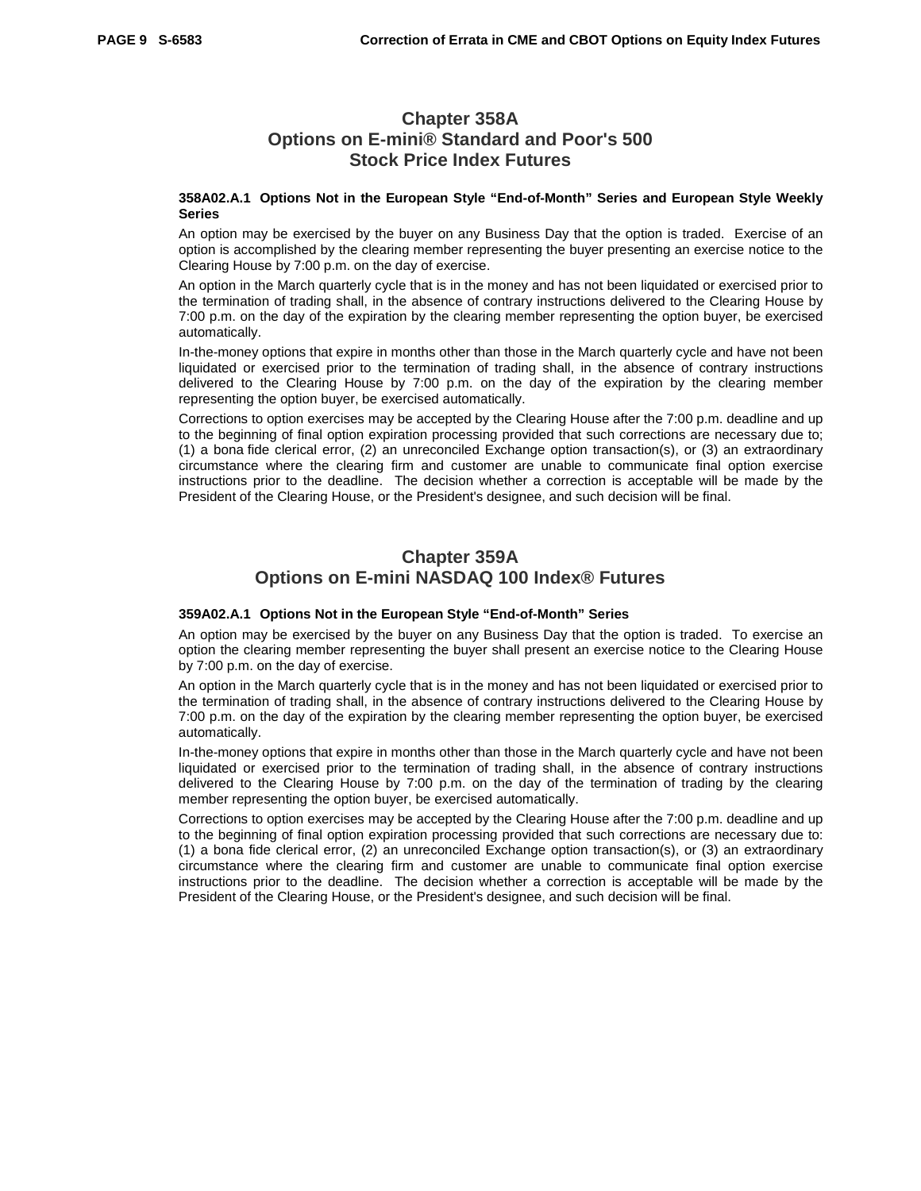# Chapter 358A
# Options on E-mini® Standard and Poor's 500 Stock Price Index Futures

**358A02.A.1 Options Not in the European Style "End-of-Month" Series and European Style Weekly Series**

An option may be exercised by the buyer on any Business Day that the option is traded. Exercise of an option is accomplished by the clearing member representing the buyer presenting an exercise notice to the Clearing House by 7:00 p.m. on the day of exercise.

An option in the March quarterly cycle that is in the money and has not been liquidated or exercised prior to the termination of trading shall, in the absence of contrary instructions delivered to the Clearing House by 7:00 p.m. on the day of the expiration by the clearing member representing the option buyer, be exercised automatically.

In-the-money options that expire in months other than those in the March quarterly cycle and have not been liquidated or exercised prior to the termination of trading shall, in the absence of contrary instructions delivered to the Clearing House by 7:00 p.m. on the day of the expiration by the clearing member representing the option buyer, be exercised automatically.

Corrections to option exercises may be accepted by the Clearing House after the 7:00 p.m. deadline and up to the beginning of final option expiration processing provided that such corrections are necessary due to; (1) a bona fide clerical error, (2) an unreconciled Exchange option transaction(s), or (3) an extraordinary circumstance where the clearing firm and customer are unable to communicate final option exercise instructions prior to the deadline. The decision whether a correction is acceptable will be made by the President of the Clearing House, or the President's designee, and such decision will be final.

# Chapter 359A
# Options on E-mini NASDAQ 100 Index® Futures

**359A02.A.1 Options Not in the European Style "End-of-Month" Series**

An option may be exercised by the buyer on any Business Day that the option is traded. To exercise an option the clearing member representing the buyer shall present an exercise notice to the Clearing House by 7:00 p.m. on the day of exercise.

An option in the March quarterly cycle that is in the money and has not been liquidated or exercised prior to the termination of trading shall, in the absence of contrary instructions delivered to the Clearing House by 7:00 p.m. on the day of the expiration by the clearing member representing the option buyer, be exercised automatically.

In-the-money options that expire in months other than those in the March quarterly cycle and have not been liquidated or exercised prior to the termination of trading shall, in the absence of contrary instructions delivered to the Clearing House by 7:00 p.m. on the day of the termination of trading by the clearing member representing the option buyer, be exercised automatically.

Corrections to option exercises may be accepted by the Clearing House after the 7:00 p.m. deadline and up to the beginning of final option expiration processing provided that such corrections are necessary due to: (1) a bona fide clerical error, (2) an unreconciled Exchange option transaction(s), or (3) an extraordinary circumstance where the clearing firm and customer are unable to communicate final option exercise instructions prior to the deadline. The decision whether a correction is acceptable will be made by the President of the Clearing House, or the President's designee, and such decision will be final.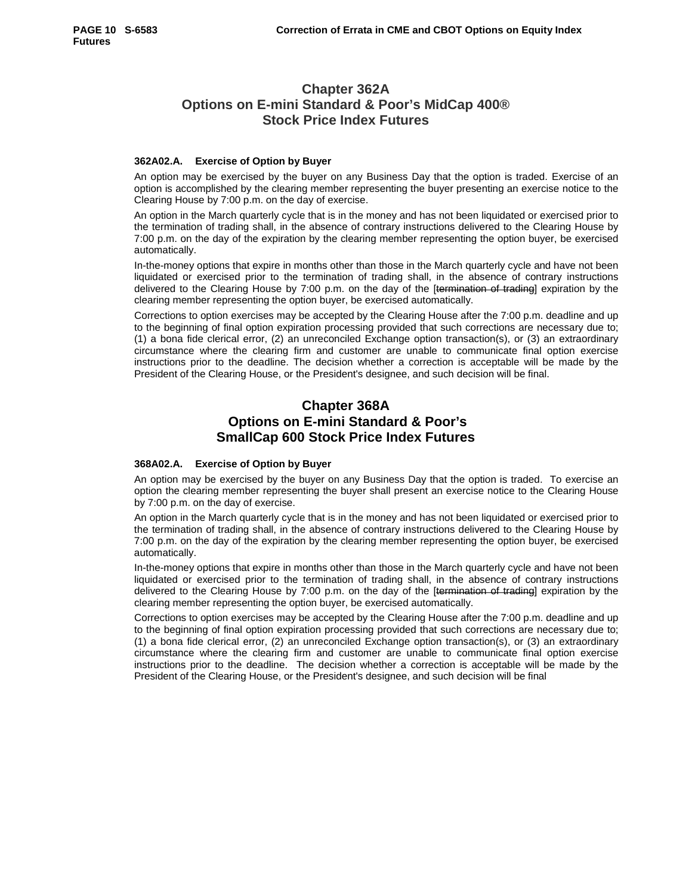# Chapter 362A
# Options on E-mini Standard & Poor's MidCap 400® Stock Price Index Futures

**362A02.A. Exercise of Option by Buyer**

An option may be exercised by the buyer on any Business Day that the option is traded. Exercise of an option is accomplished by the clearing member representing the buyer presenting an exercise notice to the Clearing House by 7:00 p.m. on the day of exercise.

An option in the March quarterly cycle that is in the money and has not been liquidated or exercised prior to the termination of trading shall, in the absence of contrary instructions delivered to the Clearing House by 7:00 p.m. on the day of the expiration by the clearing member representing the option buyer, be exercised automatically.

In-the-money options that expire in months other than those in the March quarterly cycle and have not been liquidated or exercised prior to the termination of trading shall, in the absence of contrary instructions delivered to the Clearing House by 7:00 p.m. on the day of the [~~termination of trading~~] expiration by the clearing member representing the option buyer, be exercised automatically.

Corrections to option exercises may be accepted by the Clearing House after the 7:00 p.m. deadline and up to the beginning of final option expiration processing provided that such corrections are necessary due to; (1) a bona fide clerical error, (2) an unreconciled Exchange option transaction(s), or (3) an extraordinary circumstance where the clearing firm and customer are unable to communicate final option exercise instructions prior to the deadline. The decision whether a correction is acceptable will be made by the President of the Clearing House, or the President's designee, and such decision will be final.

# Chapter 368A
# Options on E-mini Standard & Poor's SmallCap 600 Stock Price Index Futures

**368A02.A. Exercise of Option by Buyer**

An option may be exercised by the buyer on any Business Day that the option is traded. To exercise an option the clearing member representing the buyer shall present an exercise notice to the Clearing House by 7:00 p.m. on the day of exercise.

An option in the March quarterly cycle that is in the money and has not been liquidated or exercised prior to the termination of trading shall, in the absence of contrary instructions delivered to the Clearing House by 7:00 p.m. on the day of the expiration by the clearing member representing the option buyer, be exercised automatically.

In-the-money options that expire in months other than those in the March quarterly cycle and have not been liquidated or exercised prior to the termination of trading shall, in the absence of contrary instructions delivered to the Clearing House by 7:00 p.m. on the day of the [~~termination of trading~~] expiration by the clearing member representing the option buyer, be exercised automatically.

Corrections to option exercises may be accepted by the Clearing House after the 7:00 p.m. deadline and up to the beginning of final option expiration processing provided that such corrections are necessary due to; (1) a bona fide clerical error, (2) an unreconciled Exchange option transaction(s), or (3) an extraordinary circumstance where the clearing firm and customer are unable to communicate final option exercise instructions prior to the deadline. The decision whether a correction is acceptable will be made by the President of the Clearing House, or the President's designee, and such decision will be final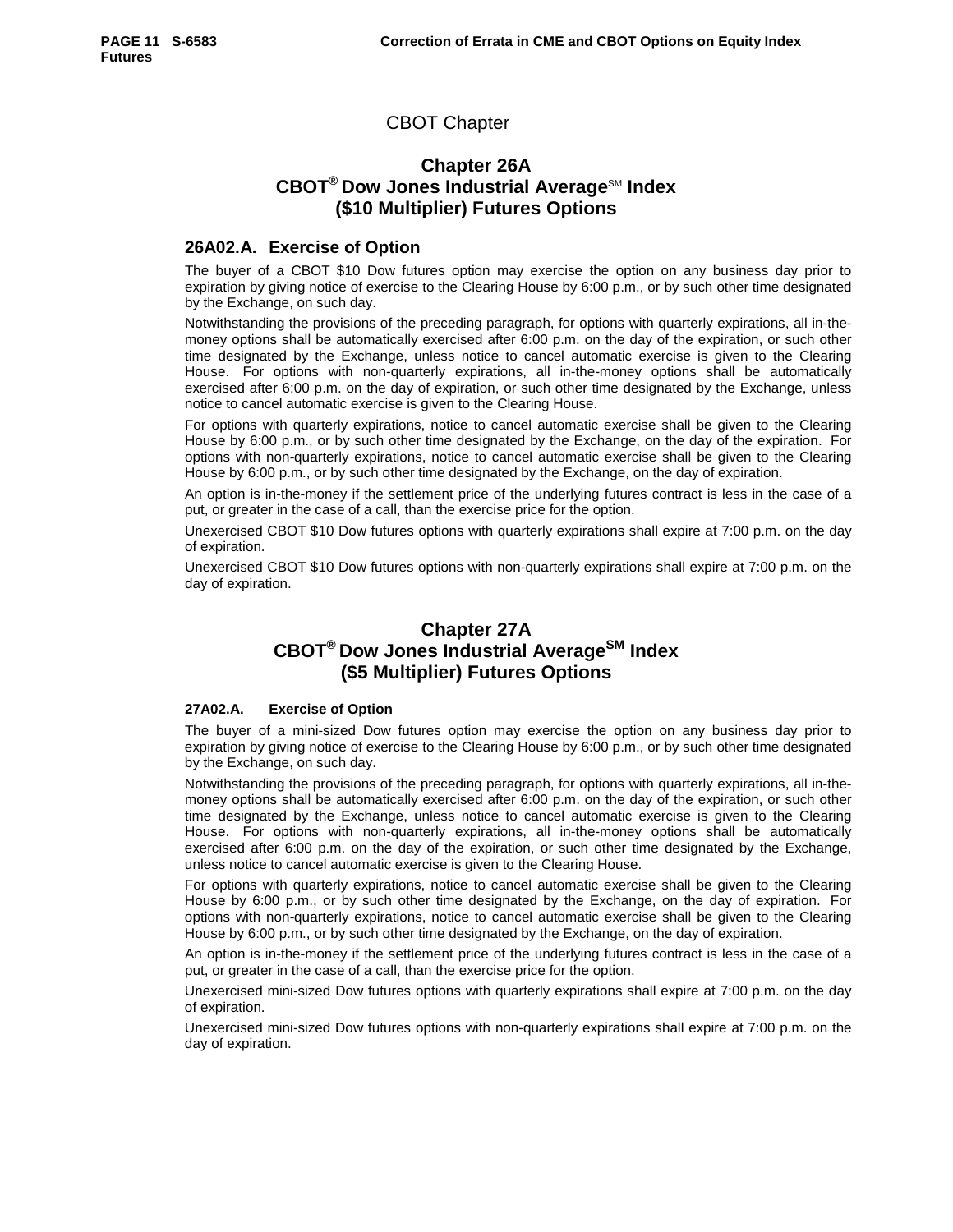CBOT Chapter

# Chapter 26A
# CBOT® Dow Jones Industrial Average℠ Index
# ($10 Multiplier) Futures Options

## 26A02.A. Exercise of Option

The buyer of a CBOT $10 Dow futures option may exercise the option on any business day prior to expiration by giving notice of exercise to the Clearing House by 6:00 p.m., or by such other time designated by the Exchange, on such day.

Notwithstanding the provisions of the preceding paragraph, for options with quarterly expirations, all in-the-money options shall be automatically exercised after 6:00 p.m. on the day of the expiration, or such other time designated by the Exchange, unless notice to cancel automatic exercise is given to the Clearing House. For options with non-quarterly expirations, all in-the-money options shall be automatically exercised after 6:00 p.m. on the day of expiration, or such other time designated by the Exchange, unless notice to cancel automatic exercise is given to the Clearing House.

For options with quarterly expirations, notice to cancel automatic exercise shall be given to the Clearing House by 6:00 p.m., or by such other time designated by the Exchange, on the day of the expiration. For options with non-quarterly expirations, notice to cancel automatic exercise shall be given to the Clearing House by 6:00 p.m., or by such other time designated by the Exchange, on the day of expiration.

An option is in-the-money if the settlement price of the underlying futures contract is less in the case of a put, or greater in the case of a call, than the exercise price for the option.

Unexercised CBOT $10 Dow futures options with quarterly expirations shall expire at 7:00 p.m. on the day of expiration.

Unexercised CBOT $10 Dow futures options with non-quarterly expirations shall expire at 7:00 p.m. on the day of expiration.

# Chapter 27A
# CBOT® Dow Jones Industrial Average℠ Index
# ($5 Multiplier) Futures Options

### 27A02.A. Exercise of Option

The buyer of a mini-sized Dow futures option may exercise the option on any business day prior to expiration by giving notice of exercise to the Clearing House by 6:00 p.m., or by such other time designated by the Exchange, on such day.

Notwithstanding the provisions of the preceding paragraph, for options with quarterly expirations, all in-the-money options shall be automatically exercised after 6:00 p.m. on the day of the expiration, or such other time designated by the Exchange, unless notice to cancel automatic exercise is given to the Clearing House. For options with non-quarterly expirations, all in-the-money options shall be automatically exercised after 6:00 p.m. on the day of the expiration, or such other time designated by the Exchange, unless notice to cancel automatic exercise is given to the Clearing House.

For options with quarterly expirations, notice to cancel automatic exercise shall be given to the Clearing House by 6:00 p.m., or by such other time designated by the Exchange, on the day of expiration. For options with non-quarterly expirations, notice to cancel automatic exercise shall be given to the Clearing House by 6:00 p.m., or by such other time designated by the Exchange, on the day of expiration.

An option is in-the-money if the settlement price of the underlying futures contract is less in the case of a put, or greater in the case of a call, than the exercise price for the option.

Unexercised mini-sized Dow futures options with quarterly expirations shall expire at 7:00 p.m. on the day of expiration.

Unexercised mini-sized Dow futures options with non-quarterly expirations shall expire at 7:00 p.m. on the day of expiration.